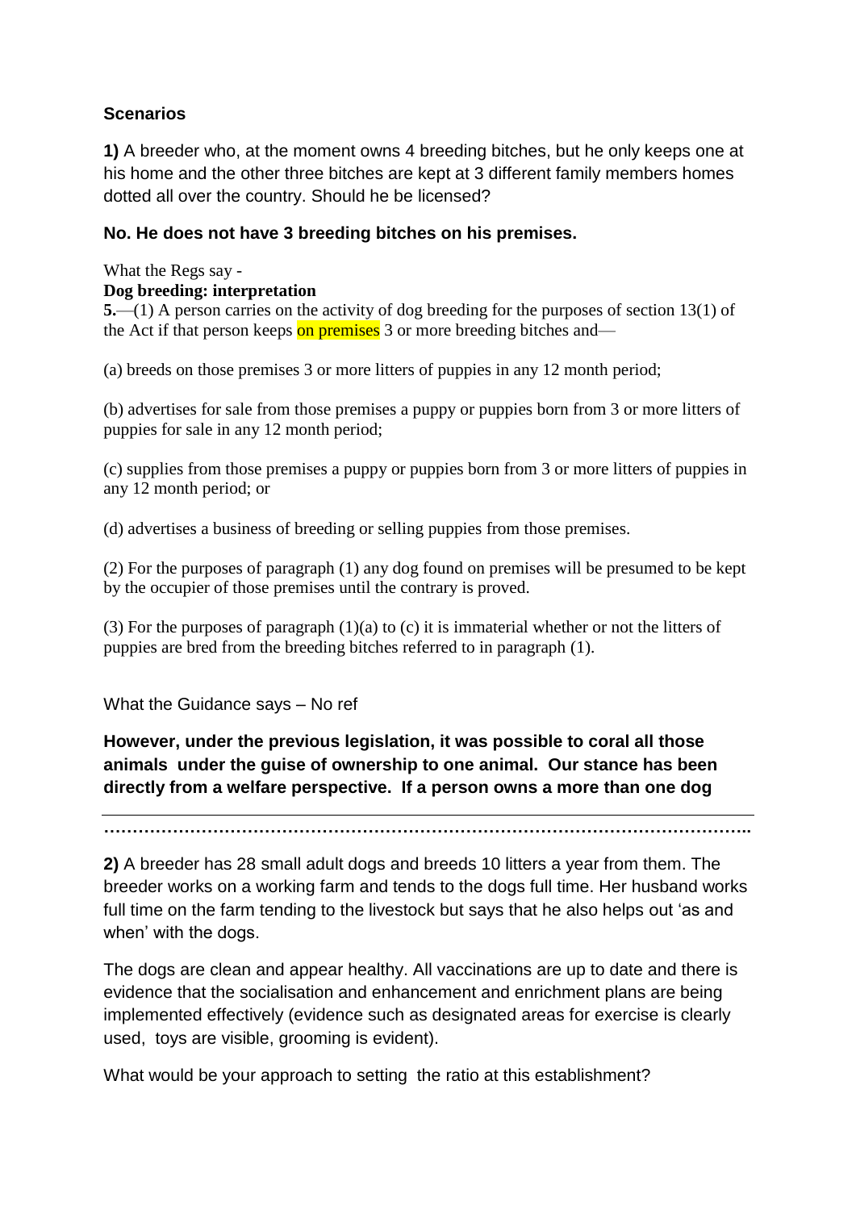### Scenarios

**1)** A breeder who, at the moment owns 4 breeding bitches, but he only keeps one at his home and the other three bitches are kept at 3 different family members homes dotted all over the country. Should he be licensed?

**No. He does not have 3 breeding bitches on his premises.**

What the Regs say -

**Dog breeding: interpretation**

**5.**—(1) A person carries on the activity of dog breeding for the purposes of section 13(1) of the Act if that person keeps on premises 3 or more breeding bitches and—

(a) breeds on those premises 3 or more litters of puppies in any 12 month period;

(b) advertises for sale from those premises a puppy or puppies born from 3 or more litters of puppies for sale in any 12 month period;

(c) supplies from those premises a puppy or puppies born from 3 or more litters of puppies in any 12 month period; or

(d) advertises a business of breeding or selling puppies from those premises.

(2) For the purposes of paragraph (1) any dog found on premises will be presumed to be kept by the occupier of those premises until the contrary is proved.

(3) For the purposes of paragraph (1)(a) to (c) it is immaterial whether or not the litters of puppies are bred from the breeding bitches referred to in paragraph (1).

What the Guidance says – No ref

**However, under the previous legislation, it was possible to coral all those animals under the guise of ownership to one animal. Our stance has been directly from a welfare perspective. If a person owns a more than one dog**

---

**……………………………………………………………………………………………………..**

**2)** A breeder has 28 small adult dogs and breeds 10 litters a year from them. The breeder works on a working farm and tends to the dogs full time. Her husband works full time on the farm tending to the livestock but says that he also helps out 'as and when' with the dogs.

The dogs are clean and appear healthy. All vaccinations are up to date and there is evidence that the socialisation and enhancement and enrichment plans are being implemented effectively (evidence such as designated areas for exercise is clearly used, toys are visible, grooming is evident).

What would be your approach to setting the ratio at this establishment?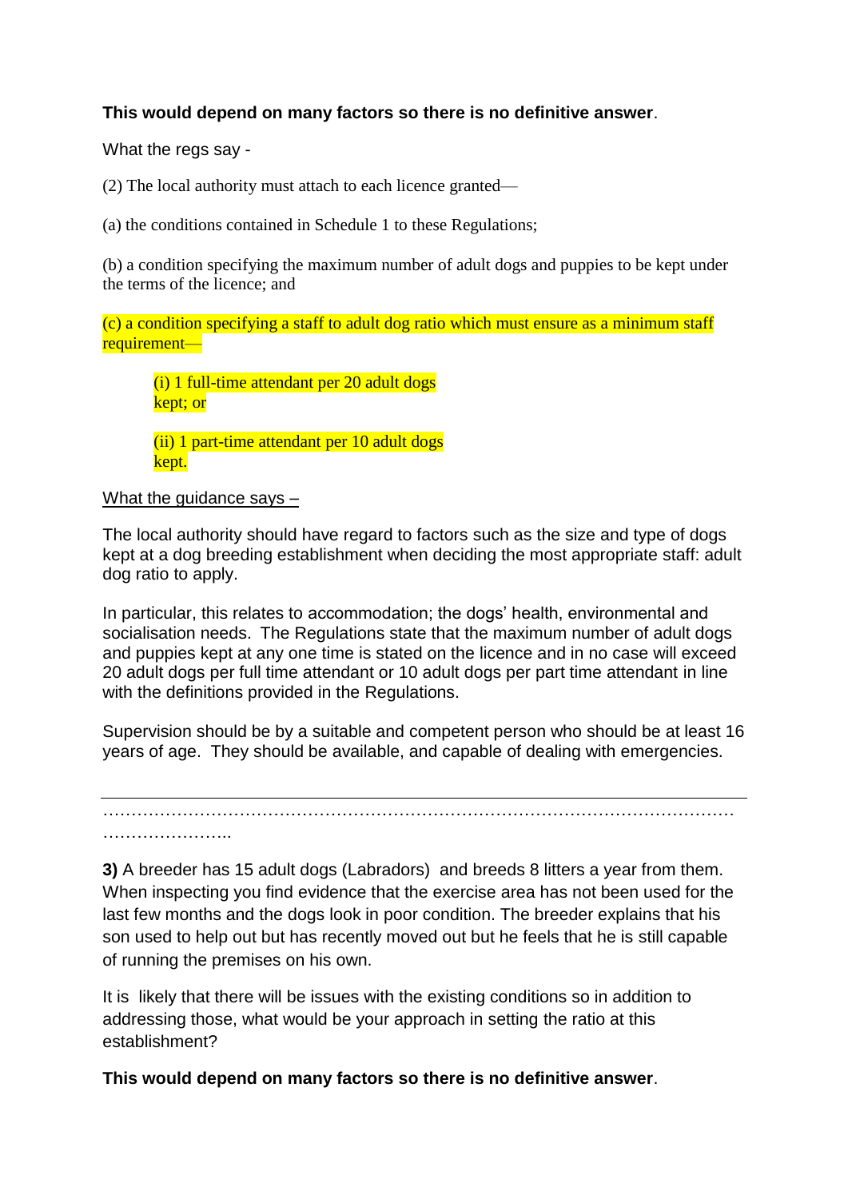**This would depend on many factors so there is no definitive answer**.

What the regs say -

(2) The local authority must attach to each licence granted—

(a) the conditions contained in Schedule 1 to these Regulations;

(b) a condition specifying the maximum number of adult dogs and puppies to be kept under the terms of the licence; and

(c) a condition specifying a staff to adult dog ratio which must ensure as a minimum staff requirement—

> (i) 1 full-time attendant per 20 adult dogs kept; or
>
> (ii) 1 part-time attendant per 10 adult dogs kept.

What the guidance says –

The local authority should have regard to factors such as the size and type of dogs kept at a dog breeding establishment when deciding the most appropriate staff: adult dog ratio to apply.

In particular, this relates to accommodation; the dogs' health, environmental and socialisation needs. The Regulations state that the maximum number of adult dogs and puppies kept at any one time is stated on the licence and in no case will exceed 20 adult dogs per full time attendant or 10 adult dogs per part time attendant in line with the definitions provided in the Regulations.

Supervision should be by a suitable and competent person who should be at least 16 years of age. They should be available, and capable of dealing with emergencies.

---

……………………………………………………………………………………………………
…………………..

**3)** A breeder has 15 adult dogs (Labradors) and breeds 8 litters a year from them. When inspecting you find evidence that the exercise area has not been used for the last few months and the dogs look in poor condition. The breeder explains that his son used to help out but has recently moved out but he feels that he is still capable of running the premises on his own.

It is likely that there will be issues with the existing conditions so in addition to addressing those, what would be your approach in setting the ratio at this establishment?

**This would depend on many factors so there is no definitive answer**.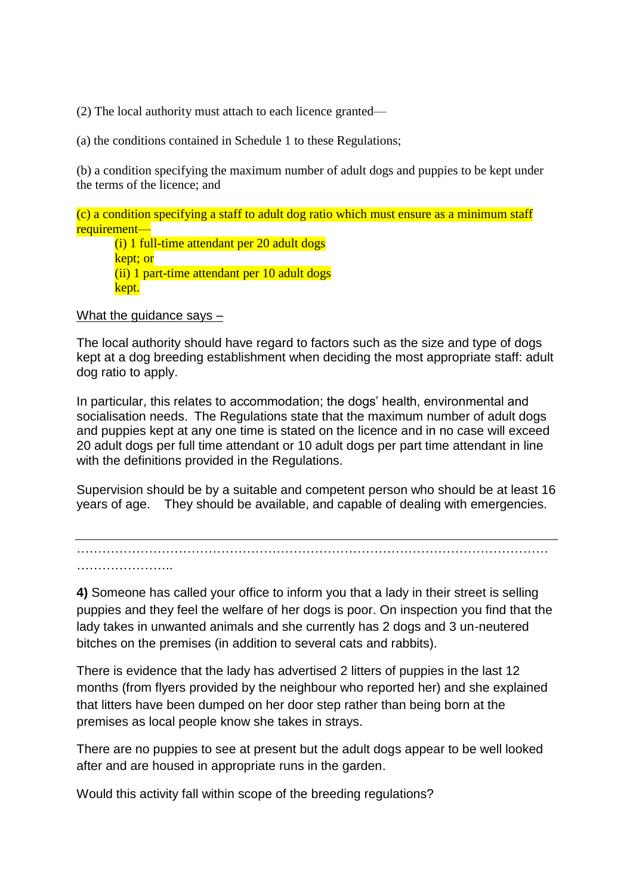(2) The local authority must attach to each licence granted—

(a) the conditions contained in Schedule 1 to these Regulations;

(b) a condition specifying the maximum number of adult dogs and puppies to be kept under the terms of the licence; and

(c) a condition specifying a staff to adult dog ratio which must ensure as a minimum staff requirement—

> (i) 1 full-time attendant per 20 adult dogs kept; or
> (ii) 1 part-time attendant per 10 adult dogs kept.

<u>What the guidance says –</u>

The local authority should have regard to factors such as the size and type of dogs kept at a dog breeding establishment when deciding the most appropriate staff: adult dog ratio to apply.

In particular, this relates to accommodation; the dogs' health, environmental and socialisation needs. The Regulations state that the maximum number of adult dogs and puppies kept at any one time is stated on the licence and in no case will exceed 20 adult dogs per full time attendant or 10 adult dogs per part time attendant in line with the definitions provided in the Regulations.

Supervision should be by a suitable and competent person who should be at least 16 years of age. They should be available, and capable of dealing with emergencies.

---

…………………………………………………………………………………………………………………..

**4)** Someone has called your office to inform you that a lady in their street is selling puppies and they feel the welfare of her dogs is poor. On inspection you find that the lady takes in unwanted animals and she currently has 2 dogs and 3 un-neutered bitches on the premises (in addition to several cats and rabbits).

There is evidence that the lady has advertised 2 litters of puppies in the last 12 months (from flyers provided by the neighbour who reported her) and she explained that litters have been dumped on her door step rather than being born at the premises as local people know she takes in strays.

There are no puppies to see at present but the adult dogs appear to be well looked after and are housed in appropriate runs in the garden.

Would this activity fall within scope of the breeding regulations?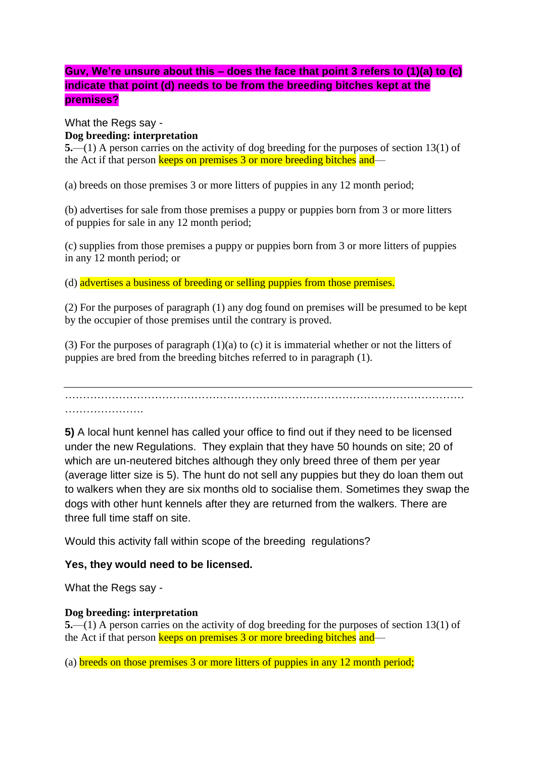**Guv, We're unsure about this – does the face that point 3 refers to (1)(a) to (c) indicate that point (d) needs to be from the breeding bitches kept at the premises?**

What the Regs say -

**Dog breeding: interpretation**

**5.**—(1) A person carries on the activity of dog breeding for the purposes of section 13(1) of the Act if that person keeps on premises 3 or more breeding bitches and—

(a) breeds on those premises 3 or more litters of puppies in any 12 month period;

(b) advertises for sale from those premises a puppy or puppies born from 3 or more litters of puppies for sale in any 12 month period;

(c) supplies from those premises a puppy or puppies born from 3 or more litters of puppies in any 12 month period; or

(d) advertises a business of breeding or selling puppies from those premises.

(2) For the purposes of paragraph (1) any dog found on premises will be presumed to be kept by the occupier of those premises until the contrary is proved.

(3) For the purposes of paragraph (1)(a) to (c) it is immaterial whether or not the litters of puppies are bred from the breeding bitches referred to in paragraph (1).

---

…………………………………………………………………………………………………… ………………….

**5)** A local hunt kennel has called your office to find out if they need to be licensed under the new Regulations. They explain that they have 50 hounds on site; 20 of which are un-neutered bitches although they only breed three of them per year (average litter size is 5). The hunt do not sell any puppies but they do loan them out to walkers when they are six months old to socialise them. Sometimes they swap the dogs with other hunt kennels after they are returned from the walkers. There are three full time staff on site.

Would this activity fall within scope of the breeding regulations?

**Yes, they would need to be licensed.**

What the Regs say -

**Dog breeding: interpretation**

**5.**—(1) A person carries on the activity of dog breeding for the purposes of section 13(1) of the Act if that person keeps on premises 3 or more breeding bitches and—

(a) breeds on those premises 3 or more litters of puppies in any 12 month period;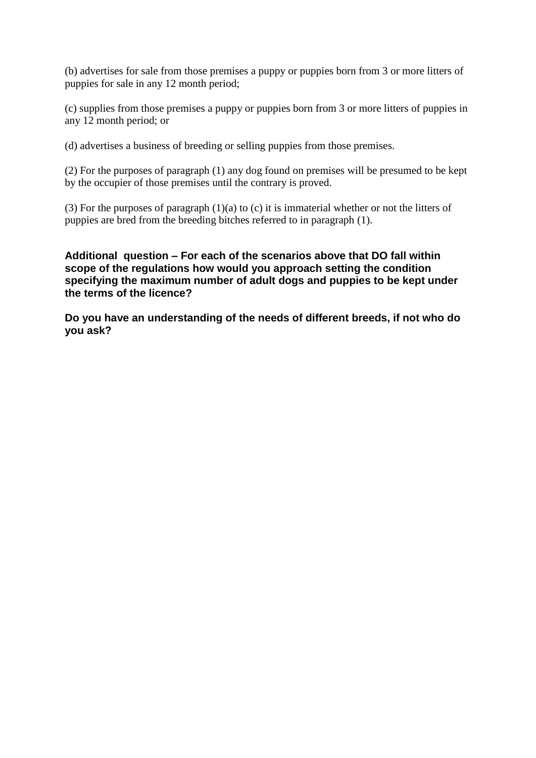(b) advertises for sale from those premises a puppy or puppies born from 3 or more litters of puppies for sale in any 12 month period;

(c) supplies from those premises a puppy or puppies born from 3 or more litters of puppies in any 12 month period; or

(d) advertises a business of breeding or selling puppies from those premises.

(2) For the purposes of paragraph (1) any dog found on premises will be presumed to be kept by the occupier of those premises until the contrary is proved.

(3) For the purposes of paragraph (1)(a) to (c) it is immaterial whether or not the litters of puppies are bred from the breeding bitches referred to in paragraph (1).

**Additional question – For each of the scenarios above that DO fall within scope of the regulations how would you approach setting the condition specifying the maximum number of adult dogs and puppies to be kept under the terms of the licence?**

**Do you have an understanding of the needs of different breeds, if not who do you ask?**